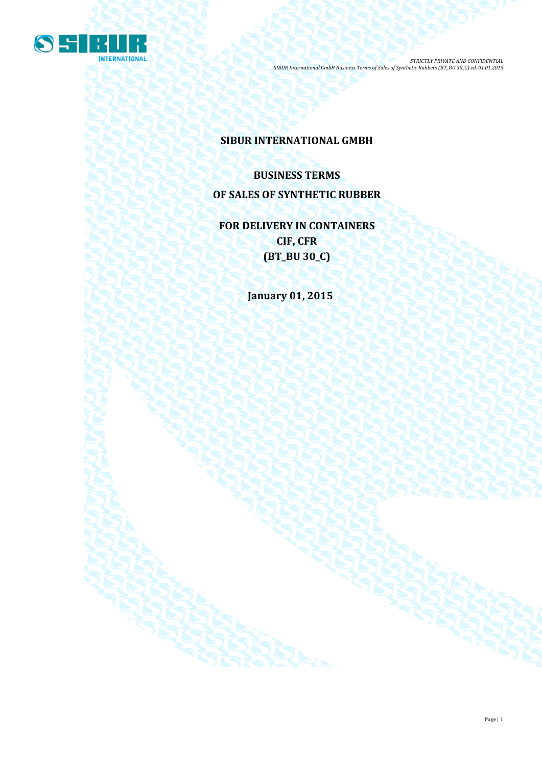# SIBUR INTERNATIONAL GMBH

## BUSINESS TERMS

## OF SALES OF SYNTHETIC RUBBER

## FOR DELIVERY IN CONTAINERS
## CIF, CFR
## (BT_BU 30_C)

**January 01, 2015**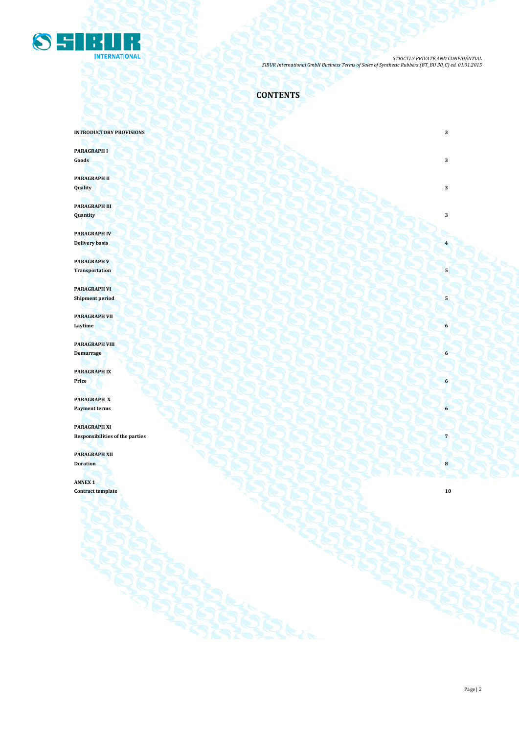# CONTENTS

| | |
|---|---|
| **INTRODUCTORY PROVISIONS** | **3** |
| **PARAGRAPH I**<br>**Goods** | **3** |
| **PARAGRAPH II**<br>**Quality** | **3** |
| **PARAGRAPH III**<br>**Quantity** | **3** |
| **PARAGRAPH IV**<br>**Delivery basis** | **4** |
| **PARAGRAPH V**<br>**Transportation** | **5** |
| **PARAGRAPH VI**<br>**Shipment period** | **5** |
| **PARAGRAPH VII**<br>**Laytime** | **6** |
| **PARAGRAPH VIII**<br>**Demurrage** | **6** |
| **PARAGRAPH IX**<br>**Price** | **6** |
| **PARAGRAPH X**<br>**Payment terms** | **6** |
| **PARAGRAPH XI**<br>**Responsibilities of the parties** | **7** |
| **PARAGRAPH XII**<br>**Duration** | **8** |
| **ANNEX 1**<br>**Contract template** | **10** |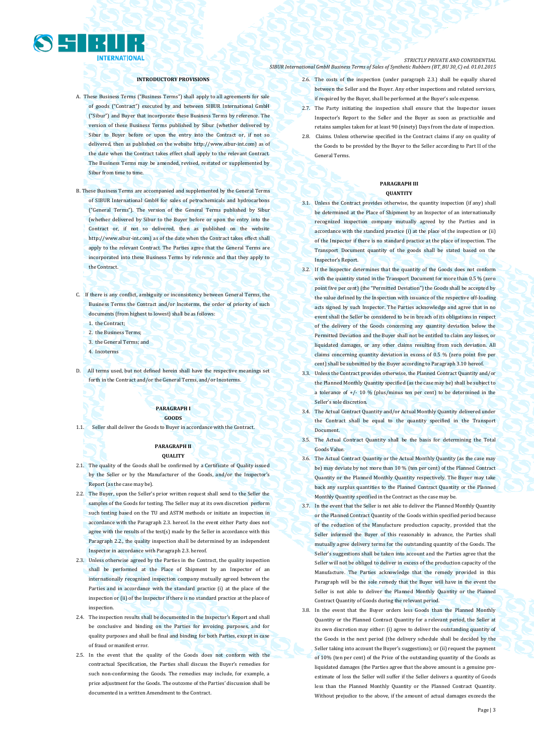### INTRODUCTORY PROVISIONS

A. These Business Terms ("Business Terms") shall apply to all agreements for sale of goods ("Contract") executed by and between SIBUR International GmbH ("Sibur") and Buyer that incorporate these Business Terms by reference. The version of these Business Terms published by Sibur (whether delivered by Sibur to Buyer before or upon the entry into the Contract or, if not so delivered, then as published on the website http://www.sibur-int.com) as of the date when the Contract takes effect shall apply to the relevant Contract. The Business Terms may be amended, revised, restated or supplemented by Sibur from time to time.

B. These Business Terms are accompanied and supplemented by the General Terms of SIBUR International GmbH for sales of petrochemicals and hydrocarbons ("General Terms"). The version of the General Terms published by Sibur (whether delivered by Sibur to the Buyer before or upon the entry into the Contract or, if not so delivered, then as published on the website http://www.sibur-int.com) as of the date when the Contract takes effect shall apply to the relevant Contract. The Parties agree that the General Terms are incorporated into these Business Terms by reference and that they apply to the Contract.

C. If there is any conflict, ambiguity or inconsistency between General Terms, the Business Terms the Contract and/or Incoterms, the order of priority of such documents (from highest to lowest) shall be as follows:

1. the Contract;
2. the Business Terms;
3. the General Terms; and
4. Incoterms

D. All terms used, but not defined herein shall have the respective meanings set forth in the Contract and/or the General Terms, and/or Incoterms.

### PARAGRAPH I
### GOODS

1.1. Seller shall deliver the Goods to Buyer in accordance with the Contract.

### PARAGRAPH II
### QUALITY

2.1. The quality of the Goods shall be confirmed by a Certificate of Quality issued by the Seller or by the Manufacturer of the Goods, and/or the Inspector's Report (as the case may be).

2.2. The Buyer, upon the Seller's prior written request shall send to the Seller the samples of the Goods for testing. The Seller may at its own discretion perform such testing based on the TU and ASTM methods or initiate an inspection in accordance with the Paragraph 2.3. hereof. In the event either Party does not agree with the results of the test(s) made by the Seller in accordance with this Paragraph 2.2., the quality inspection shall be determined by an independent Inspector in accordance with Paragraph 2.3. hereof.

2.3. Unless otherwise agreed by the Parties in the Contract, the quality inspection shall be performed at the Place of Shipment by an Inspector of an internationally recognised inspection company mutually agreed between the Parties and in accordance with the standard practice (i) at the place of the inspection or (ii) of the Inspector if there is no standard practice at the place of inspection.

2.4. The inspection results shall be documented in the Inspector's Report and shall be conclusive and binding on the Parties for invoicing purposes, and for quality purposes and shall be final and binding for both Parties, except in case of fraud or manifest error.

2.5. In the event that the quality of the Goods does not conform with the contractual Specification, the Parties shall discuss the Buyer's remedies for such non-conforming the Goods. The remedies may include, for example, a price adjustment for the Goods. The outcome of the Parties' discussion shall be documented in a written Amendment to the Contract.

2.6. The costs of the inspection (under paragraph 2.3.) shall be equally shared between the Seller and the Buyer. Any other inspections and related services, if required by the Buyer, shall be performed at the Buyer's sole expense.

2.7. The Party initiating the inspection shall ensure that the Inspector issues Inspector's Report to the Seller and the Buyer as soon as practicable and retains samples taken for at least 90 (ninety) Days from the date of inspection.

2.8. Claims. Unless otherwise specified in the Contract claims if any on quality of the Goods to be provided by the Buyer to the Seller according to Part II of the General Terms.

### PARAGRAPH III
### QUANTITY

3.1. Unless the Contract provides otherwise, the quantity inspection (if any) shall be determined at the Place of Shipment by an Inspector of an internationally recognized inspection company mutually agreed by the Parties and in accordance with the standard practice (i) at the place of the inspection or (ii) of the Inspector if there is no standard practice at the place of inspection. The Transport Document quantity of the goods shall be stated based on the Inspector's Report.

3.2. If the Inspector determines that the quantity of the Goods does not conform with the quantity stated in the Transport Document for more than 0.5 % (zero point five per cent) (the "Permitted Deviation") the Goods shall be accepted by the value defined by the Inspection with issuance of the respective off-loading acts signed by such Inspector. The Parties acknowledge and agree that in no event shall the Seller be considered to be in breach of its obligations in respect of the delivery of the Goods concerning any quantity deviation below the Permitted Deviation and the Buyer shall not be entitled to claim any losses, or liquidated damages, or any other claims resulting from such deviation. All claims concerning quantity deviation in excess of 0.5 % (zero point five per cent) shall be submitted by the Buyer according to Paragraph 3.10 hereof.

3.3. Unless the Contract provides otherwise, the Planned Contract Quantity and/or the Planned Monthly Quantity specified (as the case may be) shall be subject to a tolerance of +/- 10 % (plus/minus ten per cent) to be determined in the Seller's sole discretion.

3.4. The Actual Contract Quantity and/or Actual Monthly Quantity delivered under the Contract shall be equal to the quantity specified in the Transport Document.

3.5. The Actual Contract Quantity shall be the basis for determining the Total Goods Value.

3.6. The Actual Contract Quantity or the Actual Monthly Quantity (as the case may be) may deviate by not more than 10 % (ten per cent) of the Planned Contract Quantity or the Planned Monthly Quantity respectively. The Buyer may take back any surplus quantities to the Planned Contract Quantity or the Planned Monthly Quantity specified in the Contract as the case may be.

3.7. In the event that the Seller is not able to deliver the Planned Monthly Quantity or the Planned Contract Quantity of the Goods within specified period because of the reduction of the Manufacture production capacity, provided that the Seller informed the Buyer of this reasonably in advance, the Parties shall mutually agree delivery terms for the outstanding quantity of the Goods. The Seller's suggestions shall be taken into account and the Parties agree that the Seller will not be obliged to deliver in excess of the production capacity of the Manufacture. The Parties acknowledge that the remedy provided in this Paragraph will be the sole remedy that the Buyer will have in the event the Seller is not able to deliver the Planned Monthly Quantity or the Planned Contract Quantity of Goods during the relevant period.

3.8. In the event that the Buyer orders less Goods than the Planned Monthly Quantity or the Planned Contract Quantity for a relevant period, the Seller at its own discretion may either: (i) agree to deliver the outstanding quantity of the Goods in the next period (the delivery schedule shall be decided by the Seller taking into account the Buyer's suggestions); or (ii) request the payment of 10% (ten per cent) of the Price of the outstanding quantity of the Goods as liquidated damages (the Parties agree that the above amount is a genuine pre-estimate of loss the Seller will suffer if the Seller delivers a quantity of Goods less than the Planned Monthly Quantity or the Planned Contract Quantity. Without prejudice to the above, if the amount of actual damages exceeds the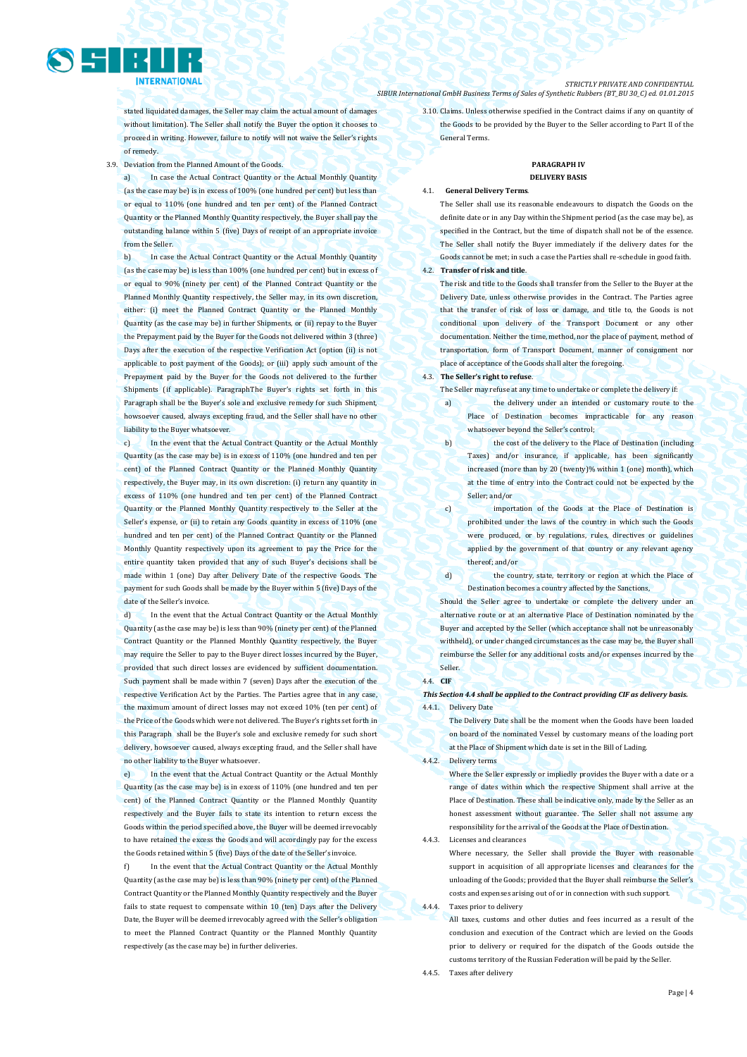stated liquidated damages, the Seller may claim the actual amount of damages without limitation). The Seller shall notify the Buyer the option it chooses to proceed in writing. However, failure to notify will not waive the Seller's rights of remedy.

3.9. Deviation from the Planned Amount of the Goods.

a) In case the Actual Contract Quantity or the Actual Monthly Quantity (as the case may be) is in excess of 100% (one hundred per cent) but less than or equal to 110% (one hundred and ten per cent) of the Planned Contract Quantity or the Planned Monthly Quantity respectively, the Buyer shall pay the outstanding balance within 5 (five) Days of receipt of an appropriate invoice from the Seller.

b) In case the Actual Contract Quantity or the Actual Monthly Quantity (as the case may be) is less than 100% (one hundred per cent) but in excess of or equal to 90% (ninety per cent) of the Planned Contract Quantity or the Planned Monthly Quantity respectively, the Seller may, in its own discretion, either: (i) meet the Planned Contract Quantity or the Planned Monthly Quantity (as the case may be) in further Shipments, or (ii) repay to the Buyer the Prepayment paid by the Buyer for the Goods not delivered within 3 (three) Days after the execution of the respective Verification Act (option (ii) is not applicable to post payment of the Goods); or (iii) apply such amount of the Prepayment paid by the Buyer for the Goods not delivered to the further Shipments (if applicable). ParagraphThe Buyer's rights set forth in this Paragraph shall be the Buyer's sole and exclusive remedy for such Shipment, howsoever caused, always excepting fraud, and the Seller shall have no other liability to the Buyer whatsoever.

c) In the event that the Actual Contract Quantity or the Actual Monthly Quantity (as the case may be) is in excess of 110% (one hundred and ten per cent) of the Planned Contract Quantity or the Planned Monthly Quantity respectively, the Buyer may, in its own discretion: (i) return any quantity in excess of 110% (one hundred and ten per cent) of the Planned Contract Quantity or the Planned Monthly Quantity respectively to the Seller at the Seller's expense, or (ii) to retain any Goods quantity in excess of 110% (one hundred and ten per cent) of the Planned Contract Quantity or the Planned Monthly Quantity respectively upon its agreement to pay the Price for the entire quantity taken provided that any of such Buyer's decisions shall be made within 1 (one) Day after Delivery Date of the respective Goods. The payment for such Goods shall be made by the Buyer within 5 (five) Days of the date of the Seller's invoice.

d) In the event that the Actual Contract Quantity or the Actual Monthly Quantity (as the case may be) is less than 90% (ninety per cent) of the Planned Contract Quantity or the Planned Monthly Quantity respectively, the Buyer may require the Seller to pay to the Buyer direct losses incurred by the Buyer, provided that such direct losses are evidenced by sufficient documentation. Such payment shall be made within 7 (seven) Days after the execution of the respective Verification Act by the Parties. The Parties agree that in any case, the maximum amount of direct losses may not exceed 10% (ten per cent) of the Price of the Goods which were not delivered. The Buyer's rights set forth in this Paragraph shall be the Buyer's sole and exclusive remedy for such short delivery, howsoever caused, always excepting fraud, and the Seller shall have no other liability to the Buyer whatsoever.

e) In the event that the Actual Contract Quantity or the Actual Monthly Quantity (as the case may be) is in excess of 110% (one hundred and ten per cent) of the Planned Contract Quantity or the Planned Monthly Quantity respectively and the Buyer fails to state its intention to return excess the Goods within the period specified above, the Buyer will be deemed irrevocably to have retained the excess the Goods and will accordingly pay for the excess the Goods retained within 5 (five) Days of the date of the Seller's invoice.

f) In the event that the Actual Contract Quantity or the Actual Monthly Quantity (as the case may be) is less than 90% (ninety per cent) of the Planned Contract Quantity or the Planned Monthly Quantity respectively and the Buyer fails to state request to compensate within 10 (ten) Days after the Delivery Date, the Buyer will be deemed irrevocably agreed with the Seller's obligation to meet the Planned Contract Quantity or the Planned Monthly Quantity respectively (as the case may be) in further deliveries.

3.10. Claims. Unless otherwise specified in the Contract claims if any on quantity of the Goods to be provided by the Buyer to the Seller according to Part II of the General Terms.

## PARAGRAPH IV
## DELIVERY BASIS

4.1. **General Delivery Terms**.

The Seller shall use its reasonable endeavours to dispatch the Goods on the definite date or in any Day within the Shipment period (as the case may be), as specified in the Contract, but the time of dispatch shall not be of the essence. The Seller shall notify the Buyer immediately if the delivery dates for the Goods cannot be met; in such a case the Parties shall re-schedule in good faith.

4.2. **Transfer of risk and title**.

The risk and title to the Goods shall transfer from the Seller to the Buyer at the Delivery Date, unless otherwise provides in the Contract. The Parties agree that the transfer of risk of loss or damage, and title to, the Goods is not conditional upon delivery of the Transport Document or any other documentation. Neither the time, method, nor the place of payment, method of transportation, form of Transport Document, manner of consignment nor place of acceptance of the Goods shall alter the foregoing.

4.3. **The Seller's right to refuse**.

The Seller may refuse at any time to undertake or complete the delivery if:

a) the delivery under an intended or customary route to the Place of Destination becomes impracticable for any reason whatsoever beyond the Seller's control;

b) the cost of the delivery to the Place of Destination (including Taxes) and/or insurance, if applicable, has been significantly increased (more than by 20 (twenty)% within 1 (one) month), which at the time of entry into the Contract could not be expected by the Seller; and/or

c) importation of the Goods at the Place of Destination is prohibited under the laws of the country in which such the Goods were produced, or by regulations, rules, directives or guidelines applied by the government of that country or any relevant agency thereof; and/or

d) the country, state, territory or region at which the Place of Destination becomes a country affected by the Sanctions,

Should the Seller agree to undertake or complete the delivery under an alternative route or at an alternative Place of Destination nominated by the Buyer and accepted by the Seller (which acceptance shall not be unreasonably withheld), or under changed circumstances as the case may be, the Buyer shall reimburse the Seller for any additional costs and/or expenses incurred by the Seller.

4.4. **CIF**

***This Section 4.4 shall be applied to the Contract providing CIF as delivery basis.***

4.4.1. Delivery Date

The Delivery Date shall be the moment when the Goods have been loaded on board of the nominated Vessel by customary means of the loading port at the Place of Shipment which date is set in the Bill of Lading.

4.4.2. Delivery terms

Where the Seller expressly or impliedly provides the Buyer with a date or a range of dates within which the respective Shipment shall arrive at the Place of Destination. These shall be indicative only, made by the Seller as an honest assessment without guarantee. The Seller shall not assume any responsibility for the arrival of the Goods at the Place of Destination.

4.4.3. Licenses and clearances

Where necessary, the Seller shall provide the Buyer with reasonable support in acquisition of all appropriate licenses and clearances for the unloading of the Goods; provided that the Buyer shall reimburse the Seller's costs and expenses arising out of or in connection with such support.

4.4.4. Taxes prior to delivery

All taxes, customs and other duties and fees incurred as a result of the conclusion and execution of the Contract which are levied on the Goods prior to delivery or required for the dispatch of the Goods outside the customs territory of the Russian Federation will be paid by the Seller.

4.4.5. Taxes after delivery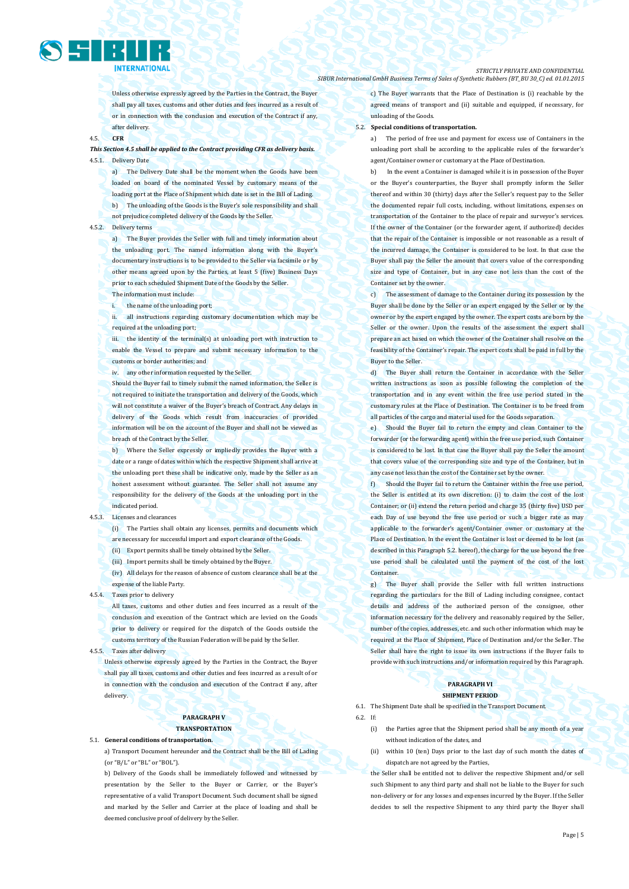Unless otherwise expressly agreed by the Parties in the Contract, the Buyer shall pay all taxes, customs and other duties and fees incurred as a result of or in connection with the conclusion and execution of the Contract if any, after delivery.

4.5. **CFR**

***This Section 4.5 shall be applied to the Contract providing CFR as delivery basis.***

4.5.1. Delivery Date

a) The Delivery Date shall be the moment when the Goods have been loaded on board of the nominated Vessel by customary means of the loading port at the Place of Shipment which date is set in the Bill of Lading.

b) The unloading of the Goods is the Buyer's sole responsibility and shall not prejudice completed delivery of the Goods by the Seller.

4.5.2. Delivery terms

a) The Buyer provides the Seller with full and timely information about the unloading port. The named information along with the Buyer's documentary instructions is to be provided to the Seller via facsimile or by other means agreed upon by the Parties, at least 5 (five) Business Days prior to each scheduled Shipment Date of the Goods by the Seller.

The information must include:

i. the name of the unloading port;

ii. all instructions regarding customary documentation which may be required at the unloading port;

iii. the identity of the terminal(s) at unloading port with instruction to enable the Vessel to prepare and submit necessary information to the customs or border authorities; and

iv. any other information requested by the Seller.

Should the Buyer fail to timely submit the named information, the Seller is not required to initiate the transportation and delivery of the Goods, which will not constitute a waiver of the Buyer's breach of Contract. Any delays in delivery of the Goods which result from inaccuracies of provided information will be on the account of the Buyer and shall not be viewed as breach of the Contract by the Seller.

b) Where the Seller expressly or impliedly provides the Buyer with a date or a range of dates within which the respective Shipment shall arrive at the unloading port these shall be indicative only, made by the Seller as an honest assessment without guarantee. The Seller shall not assume any responsibility for the delivery of the Goods at the unloading port in the indicated period.

4.5.3. Licenses and clearances

(i) The Parties shall obtain any licenses, permits and documents which are necessary for successful import and export clearance of the Goods.

(ii) Export permits shall be timely obtained by the Seller.

(iii) Import permits shall be timely obtained by the Buyer.

(iv) All delays for the reason of absence of custom clearance shall be at the expense of the liable Party.

4.5.4. Taxes prior to delivery

All taxes, customs and other duties and fees incurred as a result of the conclusion and execution of the Contract which are levied on the Goods prior to delivery or required for the dispatch of the Goods outside the customs territory of the Russian Federation will be paid by the Seller.

4.5.5. Taxes after delivery

Unless otherwise expressly agreed by the Parties in the Contract, the Buyer shall pay all taxes, customs and other duties and fees incurred as a result of or in connection with the conclusion and execution of the Contract if any, after delivery.

## PARAGRAPH V
## TRANSPORTATION

5.1. **General conditions of transportation.**

a) Transport Document hereunder and the Contract shall be the Bill of Lading (or "B/L" or "BL" or "BOL").

b) Delivery of the Goods shall be immediately followed and witnessed by presentation by the Seller to the Buyer or Carrier, or the Buyer's representative of a valid Transport Document. Such document shall be signed and marked by the Seller and Carrier at the place of loading and shall be deemed conclusive proof of delivery by the Seller.

c) The Buyer warrants that the Place of Destination is (i) reachable by the agreed means of transport and (ii) suitable and equipped, if necessary, for unloading of the Goods.

5.2. **Special conditions of transportation.**

a) The period of free use and payment for excess use of Containers in the unloading port shall be according to the applicable rules of the forwarder's agent/Container owner or customary at the Place of Destination.

b) In the event a Container is damaged while it is in possession of the Buyer or the Buyer's counterparties, the Buyer shall promptly inform the Seller thereof and within 30 (thirty) days after the Seller's request pay to the Seller the documented repair full costs, including, without limitations, expenses on transportation of the Container to the place of repair and surveyor's services. If the owner of the Container (or the forwarder agent, if authorized) decides that the repair of the Container is impossible or not reasonable as a result of the incurred damage, the Container is considered to be lost. In that case the Buyer shall pay the Seller the amount that covers value of the corresponding size and type of Container, but in any case not less than the cost of the Container set by the owner.

c) The assessment of damage to the Container during its possession by the Buyer shall be done by the Seller or an expert engaged by the Seller or by the owner or by the expert engaged by the owner. The expert costs are born by the Seller or the owner. Upon the results of the assessment the expert shall prepare an act based on which the owner of the Container shall resolve on the feasibility of the Container's repair. The expert costs shall be paid in full by the Buyer to the Seller.

d) The Buyer shall return the Container in accordance with the Seller written instructions as soon as possible following the completion of the transportation and in any event within the free use period stated in the customary rules at the Place of Destination. The Container is to be freed from all particles of the cargo and material used for the Goods separation.

e) Should the Buyer fail to return the empty and clean Container to the forwarder (or the forwarding agent) within the free use period, such Container is considered to be lost. In that case the Buyer shall pay the Seller the amount that covers value of the corresponding size and type of the Container, but in any case not less than the cost of the Container set by the owner.

f) Should the Buyer fail to return the Container within the free use period, the Seller is entitled at its own discretion: (i) to claim the cost of the lost Container; or (ii) extend the return period and charge 35 (thirty five) USD per each Day of use beyond the free use period or such a bigger rate as may applicable to the forwarder's agent/Container owner or customary at the Place of Destination. In the event the Container is lost or deemed to be lost (as described in this Paragraph 5.2. hereof), the charge for the use beyond the free use period shall be calculated until the payment of the cost of the lost Container.

g) The Buyer shall provide the Seller with full written instructions regarding the particulars for the Bill of Lading including consignee, contact details and address of the authorized person of the consignee, other information necessary for the delivery and reasonably required by the Seller, number of the copies, addresses, etc. and such other information which may be required at the Place of Shipment, Place of Destination and/or the Seller. The Seller shall have the right to issue its own instructions if the Buyer fails to provide with such instructions and/or information required by this Paragraph.

## PARAGRAPH VI
## SHIPMENT PERIOD

6.1. The Shipment Date shall be specified in the Transport Document.

6.2. If:

(i) the Parties agree that the Shipment period shall be any month of a year without indication of the dates, and

(ii) within 10 (ten) Days prior to the last day of such month the dates of dispatch are not agreed by the Parties,

the Seller shall be entitled not to deliver the respective Shipment and/or sell such Shipment to any third party and shall not be liable to the Buyer for such non-delivery or for any losses and expenses incurred by the Buyer. If the Seller decides to sell the respective Shipment to any third party the Buyer shall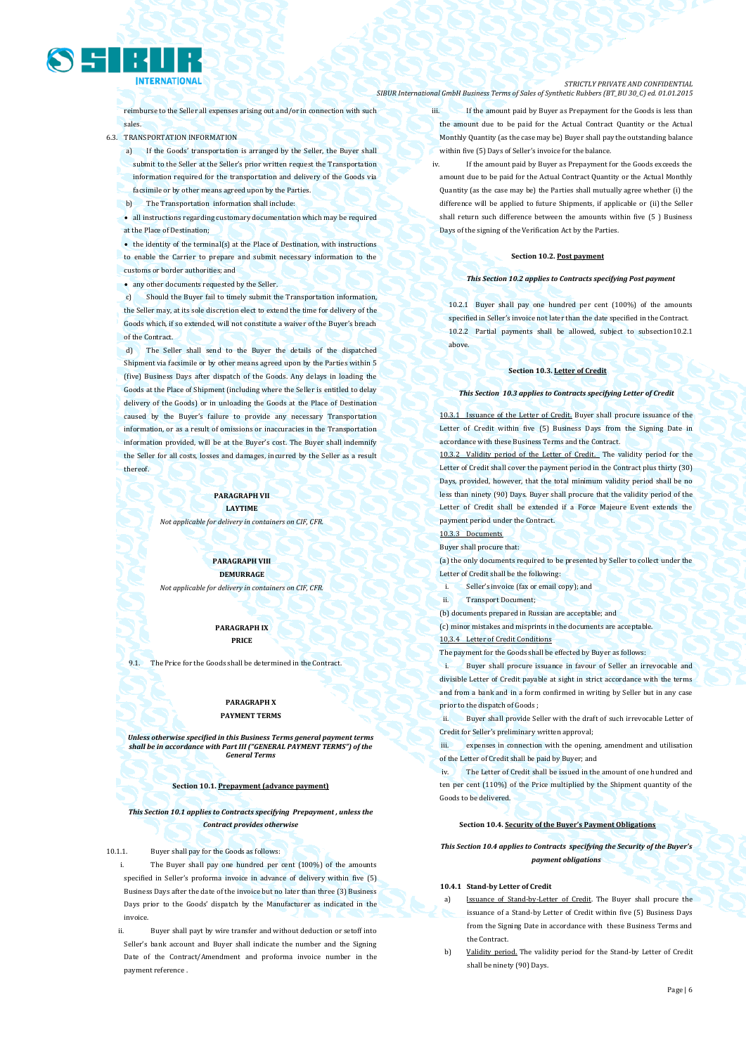reimburse to the Seller all expenses arising out and/or in connection with such sales.

6.3. TRANSPORTATION INFORMATION

a) If the Goods' transportation is arranged by the Seller, the Buyer shall submit to the Seller at the Seller's prior written request the Transportation information required for the transportation and delivery of the Goods via facsimile or by other means agreed upon by the Parties.

b) The Transportation information shall include:

- all instructions regarding customary documentation which may be required at the Place of Destination;
- the identity of the terminal(s) at the Place of Destination, with instructions to enable the Carrier to prepare and submit necessary information to the customs or border authorities; and
- any other documents requested by the Seller.

c) Should the Buyer fail to timely submit the Transportation information, the Seller may, at its sole discretion elect to extend the time for delivery of the Goods which, if so extended, will not constitute a waiver of the Buyer's breach of the Contract.

d) The Seller shall send to the Buyer the details of the dispatched Shipment via facsimile or by other means agreed upon by the Parties within 5 (five) Business Days after dispatch of the Goods. Any delays in loading the Goods at the Place of Shipment (including where the Seller is entitled to delay delivery of the Goods) or in unloading the Goods at the Place of Destination caused by the Buyer's failure to provide any necessary Transportation information, or as a result of omissions or inaccuracies in the Transportation information provided, will be at the Buyer's cost. The Buyer shall indemnify the Seller for all costs, losses and damages, incurred by the Seller as a result thereof.

## PARAGRAPH VII
## LAYTIME

*Not applicable for delivery in containers on CIF, CFR.*

## PARAGRAPH VIII
## DEMURRAGE

*Not applicable for delivery in containers on CIF, CFR.*

## PARAGRAPH IX
## PRICE

9.1. The Price for the Goods shall be determined in the Contract.

## PARAGRAPH X
## PAYMENT TERMS

***Unless otherwise specified in this Business Terms general payment terms shall be in accordance with Part III ("GENERAL PAYMENT TERMS") of the General Terms***

### Section 10.1. Prepayment (advance payment)

***This Section 10.1 applies to Contracts specifying Prepayment , unless the Contract provides otherwise***

10.1.1. Buyer shall pay for the Goods as follows:

i. The Buyer shall pay one hundred per cent (100%) of the amounts specified in Seller's proforma invoice in advance of delivery within five (5) Business Days after the date of the invoice but no later than three (3) Business Days prior to the Goods' dispatch by the Manufacturer as indicated in the invoice.

ii. Buyer shall payt by wire transfer and without deduction or setoff into Seller's bank account and Buyer shall indicate the number and the Signing Date of the Contract/Amendment and proforma invoice number in the payment reference .

iii. If the amount paid by Buyer as Prepayment for the Goods is less than the amount due to be paid for the Actual Contract Quantity or the Actual Monthly Quantity (as the case may be) Buyer shall pay the outstanding balance within five (5) Days of Seller's invoice for the balance.

iv. If the amount paid by Buyer as Prepayment for the Goods exceeds the amount due to be paid for the Actual Contract Quantity or the Actual Monthly Quantity (as the case may be) the Parties shall mutually agree whether (i) the difference will be applied to future Shipments, if applicable or (ii) the Seller shall return such difference between the amounts within five (5 ) Business Days of the signing of the Verification Act by the Parties.

### Section 10.2. Post payment

***This Section 10.2 applies to Contracts specifying Post payment***

10.2.1 Buyer shall pay one hundred per cent (100%) of the amounts specified in Seller's invoice not later than the date specified in the Contract.

10.2.2 Partial payments shall be allowed, subject to subsection10.2.1 above.

### Section 10.3. Letter of Credit

***This Section 10.3 applies to Contracts specifying Letter of Credit***

10.3.1 Issuance of the Letter of Credit. Buyer shall procure issuance of the Letter of Credit within five (5) Business Days from the Signing Date in accordance with these Business Terms and the Contract.

10.3.2 Validity period of the Letter of Credit. The validity period for the Letter of Credit shall cover the payment period in the Contract plus thirty (30) Days, provided, however, that the total minimum validity period shall be no less than ninety (90) Days. Buyer shall procure that the validity period of the Letter of Credit shall be extended if a Force Majeure Event extends the payment period under the Contract.

10.3.3 Documents

Buyer shall procure that:

(a) the only documents required to be presented by Seller to collect under the Letter of Credit shall be the following:

i. Seller's invoice (fax or email copy); and

ii. Transport Document;

(b) documents prepared in Russian are acceptable; and

(c) minor mistakes and misprints in the documents are acceptable.

10.3.4 Letter of Credit Conditions

The payment for the Goods shall be effected by Buyer as follows:

i. Buyer shall procure issuance in favour of Seller an irrevocable and divisible Letter of Credit payable at sight in strict accordance with the terms and from a bank and in a form confirmed in writing by Seller but in any case prior to the dispatch of Goods ;

ii. Buyer shall provide Seller with the draft of such irrevocable Letter of Credit for Seller's preliminary written approval;

iii. expenses in connection with the opening, amendment and utilisation of the Letter of Credit shall be paid by Buyer; and

iv. The Letter of Credit shall be issued in the amount of one hundred and ten per cent (110%) of the Price multiplied by the Shipment quantity of the Goods to be delivered.

### Section 10.4. Security of the Buyer's Payment Obligations

***This Section 10.4 applies to Contracts specifying the Security of the Buyer's payment obligations***

**10.4.1 Stand-by Letter of Credit**

a) Issuance of Stand-by-Letter of Credit. The Buyer shall procure the issuance of a Stand-by Letter of Credit within five (5) Business Days from the Signing Date in accordance with these Business Terms and the Contract.

b) Validity period. The validity period for the Stand-by Letter of Credit shall be ninety (90) Days.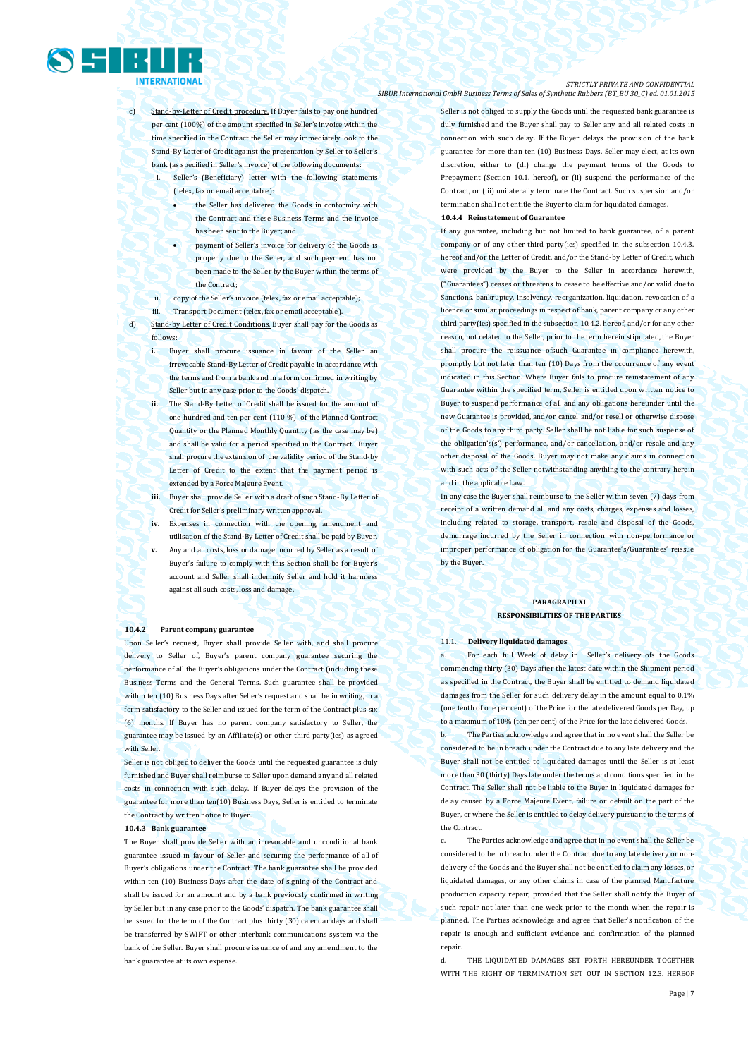c) Stand-by-Letter of Credit procedure. If Buyer fails to pay one hundred per cent (100%) of the amount specified in Seller's invoice within the time specified in the Contract the Seller may immediately look to the Stand-By Letter of Credit against the presentation by Seller to Seller's bank (as specified in Seller's invoice) of the following documents:

   i. Seller's (Beneficiary) letter with the following statements (telex, fax or email acceptable):
      - the Seller has delivered the Goods in conformity with the Contract and these Business Terms and the invoice has been sent to the Buyer; and
      - payment of Seller's invoice for delivery of the Goods is properly due to the Seller, and such payment has not been made to the Seller by the Buyer within the terms of the Contract;

   ii. copy of the Seller's invoice (telex, fax or email acceptable);

   iii. Transport Document (telex, fax or email acceptable).

d) Stand-by Letter of Credit Conditions. Buyer shall pay for the Goods as follows:

   **i.** Buyer shall procure issuance in favour of the Seller an irrevocable Stand-By Letter of Credit payable in accordance with the terms and from a bank and in a form confirmed in writing by Seller but in any case prior to the Goods' dispatch.

   **ii.** The Stand-By Letter of Credit shall be issued for the amount of one hundred and ten per cent (110 %) of the Planned Contract Quantity or the Planned Monthly Quantity (as the case may be) and shall be valid for a period specified in the Contract. Buyer shall procure the extension of the validity period of the Stand-by Letter of Credit to the extent that the payment period is extended by a Force Majeure Event.

   **iii.** Buyer shall provide Seller with a draft of such Stand-By Letter of Credit for Seller's preliminary written approval.

   **iv.** Expenses in connection with the opening, amendment and utilisation of the Stand-By Letter of Credit shall be paid by Buyer.

   **v.** Any and all costs, loss or damage incurred by Seller as a result of Buyer's failure to comply with this Section shall be for Buyer's account and Seller shall indemnify Seller and hold it harmless against all such costs, loss and damage.

**10.4.2 Parent company guarantee**

Upon Seller's request, Buyer shall provide Seller with, and shall procure delivery to Seller of, Buyer's parent company guarantee securing the performance of all the Buyer's obligations under the Contract (including these Business Terms and the General Terms. Such guarantee shall be provided within ten (10) Business Days after Seller's request and shall be in writing, in a form satisfactory to the Seller and issued for the term of the Contract plus six (6) months. If Buyer has no parent company satisfactory to Seller, the guarantee may be issued by an Affiliate(s) or other third party(ies) as agreed with Seller.

Seller is not obliged to deliver the Goods until the requested guarantee is duly furnished and Buyer shall reimburse to Seller upon demand any and all related costs in connection with such delay. If Buyer delays the provision of the guarantee for more than ten(10) Business Days, Seller is entitled to terminate the Contract by written notice to Buyer.

**10.4.3 Bank guarantee**

The Buyer shall provide Seller with an irrevocable and unconditional bank guarantee issued in favour of Seller and securing the performance of all of Buyer's obligations under the Contract. The bank guarantee shall be provided within ten (10) Business Days after the date of signing of the Contract and shall be issued for an amount and by a bank previously confirmed in writing by Seller but in any case prior to the Goods' dispatch. The bank guarantee shall be issued for the term of the Contract plus thirty (30) calendar days and shall be transferred by SWIFT or other interbank communications system via the bank of the Seller. Buyer shall procure issuance of and any amendment to the bank guarantee at its own expense.

Seller is not obliged to supply the Goods until the requested bank guarantee is duly furnished and the Buyer shall pay to Seller any and all related costs in connection with such delay. If the Buyer delays the provision of the bank guarantee for more than ten (10) Business Days, Seller may elect, at its own discretion, either to (di) change the payment terms of the Goods to Prepayment (Section 10.1. hereof), or (ii) suspend the performance of the Contract, or (iii) unilaterally terminate the Contract. Such suspension and/or termination shall not entitle the Buyer to claim for liquidated damages.

**10.4.4 Reinstatement of Guarantee**

If any guarantee, including but not limited to bank guarantee, of a parent company or of any other third party(ies) specified in the subsection 10.4.3. hereof and/or the Letter of Credit, and/or the Stand-by Letter of Credit, which were provided by the Buyer to the Seller in accordance herewith, ("Guarantees") ceases or threatens to cease to be effective and/or valid due to Sanctions, bankruptcy, insolvency, reorganization, liquidation, revocation of a licence or similar proceedings in respect of bank, parent company or any other third party(ies) specified in the subsection 10.4.2. hereof, and/or for any other reason, not related to the Seller, prior to the term herein stipulated, the Buyer shall procure the reissuance ofsuch Guarantee in compliance herewith, promptly but not later than ten (10) Days from the occurrence of any event indicated in this Section. Where Buyer fails to procure reinstatement of any Guarantee within the specified term, Seller is entitled upon written notice to Buyer to suspend performance of all and any obligations hereunder until the new Guarantee is provided, and/or cancel and/or resell or otherwise dispose of the Goods to any third party. Seller shall be not liable for such suspense of the obligation's(s') performance, and/or cancellation, and/or resale and any other disposal of the Goods. Buyer may not make any claims in connection with such acts of the Seller notwithstanding anything to the contrary herein and in the applicable Law.

In any case the Buyer shall reimburse to the Seller within seven (7) days from receipt of a written demand all and any costs, charges, expenses and losses, including related to storage, transport, resale and disposal of the Goods, demurrage incurred by the Seller in connection with non-performance or improper performance of obligation for the Guarantee's/Guarantees' reissue by the Buyer.

## PARAGRAPH XI
## RESPONSIBILITIES OF THE PARTIES

**11.1. Delivery liquidated damages**

a. For each full Week of delay in Seller's delivery ofs the Goods commencing thirty (30) Days after the latest date within the Shipment period as specified in the Contract, the Buyer shall be entitled to demand liquidated damages from the Seller for such delivery delay in the amount equal to 0.1% (one tenth of one per cent) of the Price for the late delivered Goods per Day, up to a maximum of 10% (ten per cent) of the Price for the late delivered Goods.

b. The Parties acknowledge and agree that in no event shall the Seller be considered to be in breach under the Contract due to any late delivery and the Buyer shall not be entitled to liquidated damages until the Seller is at least more than 30 (thirty) Days late under the terms and conditions specified in the Contract. The Seller shall not be liable to the Buyer in liquidated damages for delay caused by a Force Majeure Event, failure or default on the part of the Buyer, or where the Seller is entitled to delay delivery pursuant to the terms of the Contract.

c. The Parties acknowledge and agree that in no event shall the Seller be considered to be in breach under the Contract due to any late delivery or non-delivery of the Goods and the Buyer shall not be entitled to claim any losses, or liquidated damages, or any other claims in case of the planned Manufacture production capacity repair; provided that the Seller shall notify the Buyer of such repair not later than one week prior to the month when the repair is planned. The Parties acknowledge and agree that Seller's notification of the repair is enough and sufficient evidence and confirmation of the planned repair.

d. THE LIQUIDATED DAMAGES SET FORTH HEREUNDER TOGETHER WITH THE RIGHT OF TERMINATION SET OUT IN SECTION 12.3. HEREOF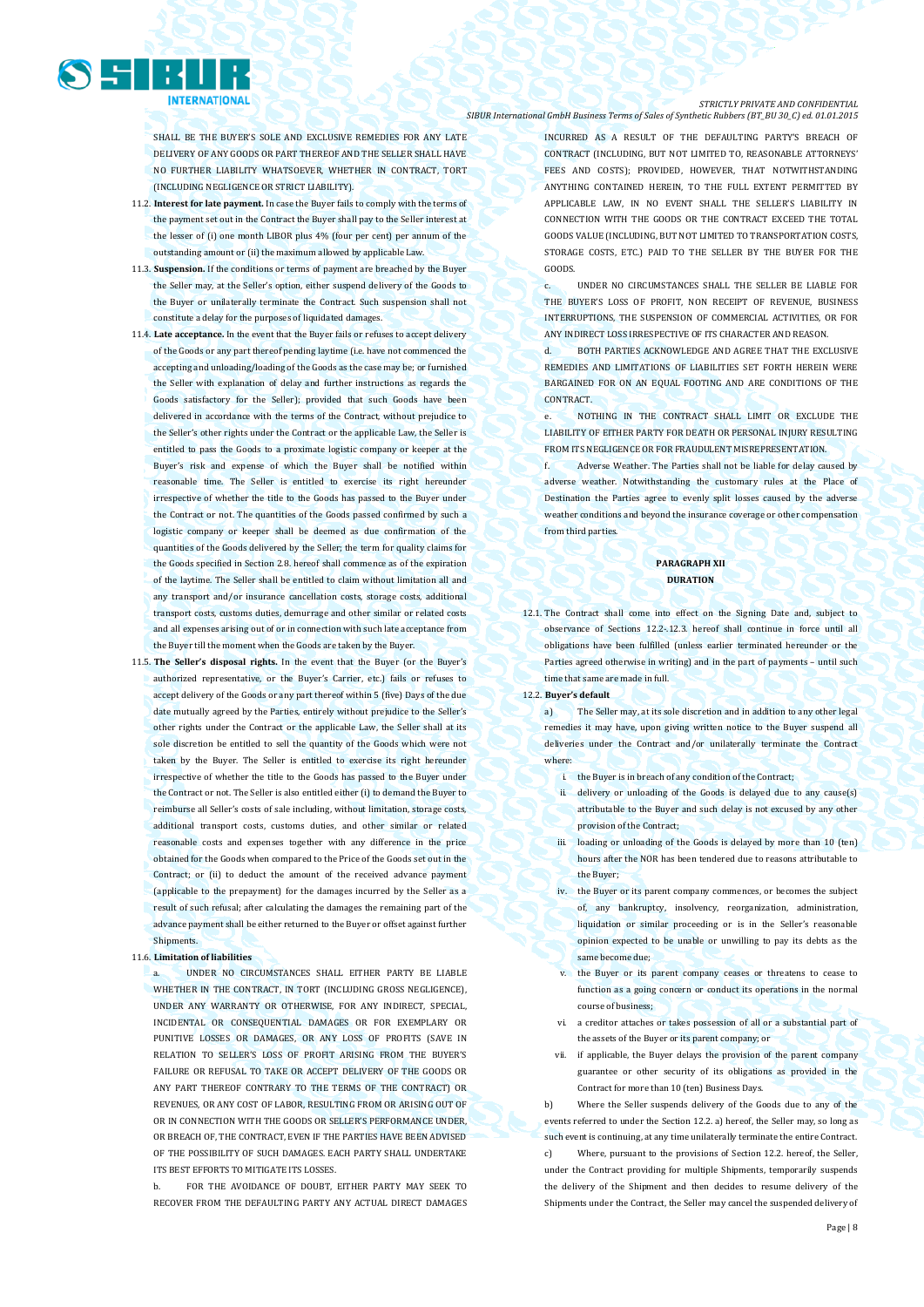SHALL BE THE BUYER'S SOLE AND EXCLUSIVE REMEDIES FOR ANY LATE DELIVERY OF ANY GOODS OR PART THEREOF AND THE SELLER SHALL HAVE NO FURTHER LIABILITY WHATSOEVER, WHETHER IN CONTRACT, TORT (INCLUDING NEGLIGENCE OR STRICT LIABILITY).

11.2. **Interest for late payment.** In case the Buyer fails to comply with the terms of the payment set out in the Contract the Buyer shall pay to the Seller interest at the lesser of (i) one month LIBOR plus 4% (four per cent) per annum of the outstanding amount or (ii) the maximum allowed by applicable Law.

11.3. **Suspension.** If the conditions or terms of payment are breached by the Buyer the Seller may, at the Seller's option, either suspend delivery of the Goods to the Buyer or unilaterally terminate the Contract. Such suspension shall not constitute a delay for the purposes of liquidated damages.

11.4. **Late acceptance.** In the event that the Buyer fails or refuses to accept delivery of the Goods or any part thereof pending laytime (i.e. have not commenced the accepting and unloading/loading of the Goods as the case may be; or furnished the Seller with explanation of delay and further instructions as regards the Goods satisfactory for the Seller); provided that such Goods have been delivered in accordance with the terms of the Contract, without prejudice to the Seller's other rights under the Contract or the applicable Law, the Seller is entitled to pass the Goods to a proximate logistic company or keeper at the Buyer's risk and expense of which the Buyer shall be notified within reasonable time. The Seller is entitled to exercise its right hereunder irrespective of whether the title to the Goods has passed to the Buyer under the Contract or not. The quantities of the Goods passed confirmed by such a logistic company or keeper shall be deemed as due confirmation of the quantities of the Goods delivered by the Seller; the term for quality claims for the Goods specified in Section 2.8. hereof shall commence as of the expiration of the laytime. The Seller shall be entitled to claim without limitation all and any transport and/or insurance cancellation costs, storage costs, additional transport costs, customs duties, demurrage and other similar or related costs and all expenses arising out of or in connection with such late acceptance from the Buyer till the moment when the Goods are taken by the Buyer.

11.5. **The Seller's disposal rights.** In the event that the Buyer (or the Buyer's authorized representative, or the Buyer's Carrier, etc.) fails or refuses to accept delivery of the Goods or any part thereof within 5 (five) Days of the due date mutually agreed by the Parties, entirely without prejudice to the Seller's other rights under the Contract or the applicable Law, the Seller shall at its sole discretion be entitled to sell the quantity of the Goods which were not taken by the Buyer. The Seller is entitled to exercise its right hereunder irrespective of whether the title to the Goods has passed to the Buyer under the Contract or not. The Seller is also entitled either (i) to demand the Buyer to reimburse all Seller's costs of sale including, without limitation, storage costs, additional transport costs, customs duties, and other similar or related reasonable costs and expenses together with any difference in the price obtained for the Goods when compared to the Price of the Goods set out in the Contract; or (ii) to deduct the amount of the received advance payment (applicable to the prepayment) for the damages incurred by the Seller as a result of such refusal; after calculating the damages the remaining part of the advance payment shall be either returned to the Buyer or offset against further Shipments.

11.6. **Limitation of liabilities**

a. UNDER NO CIRCUMSTANCES SHALL EITHER PARTY BE LIABLE WHETHER IN THE CONTRACT, IN TORT (INCLUDING GROSS NEGLIGENCE), UNDER ANY WARRANTY OR OTHERWISE, FOR ANY INDIRECT, SPECIAL, INCIDENTAL OR CONSEQUENTIAL DAMAGES OR FOR EXEMPLARY OR PUNITIVE LOSSES OR DAMAGES, OR ANY LOSS OF PROFITS (SAVE IN RELATION TO SELLER'S LOSS OF PROFIT ARISING FROM THE BUYER'S FAILURE OR REFUSAL TO TAKE OR ACCEPT DELIVERY OF THE GOODS OR ANY PART THEREOF CONTRARY TO THE TERMS OF THE CONTRACT) OR REVENUES, OR ANY COST OF LABOR, RESULTING FROM OR ARISING OUT OF OR IN CONNECTION WITH THE GOODS OR SELLER'S PERFORMANCE UNDER, OR BREACH OF, THE CONTRACT, EVEN IF THE PARTIES HAVE BEEN ADVISED OF THE POSSIBILITY OF SUCH DAMAGES. EACH PARTY SHALL UNDERTAKE ITS BEST EFFORTS TO MITIGATE ITS LOSSES.

b. FOR THE AVOIDANCE OF DOUBT, EITHER PARTY MAY SEEK TO RECOVER FROM THE DEFAULTING PARTY ANY ACTUAL DIRECT DAMAGES INCURRED AS A RESULT OF THE DEFAULTING PARTY'S BREACH OF CONTRACT (INCLUDING, BUT NOT LIMITED TO, REASONABLE ATTORNEYS' FEES AND COSTS); PROVIDED, HOWEVER, THAT NOTWITHSTANDING ANYTHING CONTAINED HEREIN, TO THE FULL EXTENT PERMITTED BY APPLICABLE LAW, IN NO EVENT SHALL THE SELLER'S LIABILITY IN CONNECTION WITH THE GOODS OR THE CONTRACT EXCEED THE TOTAL GOODS VALUE (INCLUDING, BUT NOT LIMITED TO TRANSPORTATION COSTS, STORAGE COSTS, ETC.) PAID TO THE SELLER BY THE BUYER FOR THE GOODS.

c. UNDER NO CIRCUMSTANCES SHALL THE SELLER BE LIABLE FOR THE BUYER'S LOSS OF PROFIT, NON RECEIPT OF REVENUE, BUSINESS INTERRUPTIONS, THE SUSPENSION OF COMMERCIAL ACTIVITIES, OR FOR ANY INDIRECT LOSS IRRESPECTIVE OF ITS CHARACTER AND REASON.

d. BOTH PARTIES ACKNOWLEDGE AND AGREE THAT THE EXCLUSIVE REMEDIES AND LIMITATIONS OF LIABILITIES SET FORTH HEREIN WERE BARGAINED FOR ON AN EQUAL FOOTING AND ARE CONDITIONS OF THE CONTRACT.

e. NOTHING IN THE CONTRACT SHALL LIMIT OR EXCLUDE THE LIABILITY OF EITHER PARTY FOR DEATH OR PERSONAL INJURY RESULTING FROM ITS NEGLIGENCE OR FOR FRAUDULENT MISREPRESENTATION.

f. Adverse Weather. The Parties shall not be liable for delay caused by adverse weather. Notwithstanding the customary rules at the Place of Destination the Parties agree to evenly split losses caused by the adverse weather conditions and beyond the insurance coverage or other compensation from third parties.

## PARAGRAPH XII
## DURATION

12.1. The Contract shall come into effect on the Signing Date and, subject to observance of Sections 12.2.-12.3. hereof shall continue in force until all obligations have been fulfilled (unless earlier terminated hereunder or the Parties agreed otherwise in writing) and in the part of payments – until such time that same are made in full.

12.2. **Buyer's default**

a) The Seller may, at its sole discretion and in addition to any other legal remedies it may have, upon giving written notice to the Buyer suspend all deliveries under the Contract and/or unilaterally terminate the Contract where:

i. the Buyer is in breach of any condition of the Contract;

ii. delivery or unloading of the Goods is delayed due to any cause(s) attributable to the Buyer and such delay is not excused by any other provision of the Contract;

iii. loading or unloading of the Goods is delayed by more than 10 (ten) hours after the NOR has been tendered due to reasons attributable to the Buyer;

iv. the Buyer or its parent company commences, or becomes the subject of, any bankruptcy, insolvency, reorganization, administration, liquidation or similar proceeding or is in the Seller's reasonable opinion expected to be unable or unwilling to pay its debts as the same become due;

v. the Buyer or its parent company ceases or threatens to cease to function as a going concern or conduct its operations in the normal course of business;

vi. a creditor attaches or takes possession of all or a substantial part of the assets of the Buyer or its parent company; or

vii. if applicable, the Buyer delays the provision of the parent company guarantee or other security of its obligations as provided in the Contract for more than 10 (ten) Business Days.

b) Where the Seller suspends delivery of the Goods due to any of the events referred to under the Section 12.2. a) hereof, the Seller may, so long as such event is continuing, at any time unilaterally terminate the entire Contract.

c) Where, pursuant to the provisions of Section 12.2. hereof, the Seller, under the Contract providing for multiple Shipments, temporarily suspends the delivery of the Shipment and then decides to resume delivery of the Shipments under the Contract, the Seller may cancel the suspended delivery of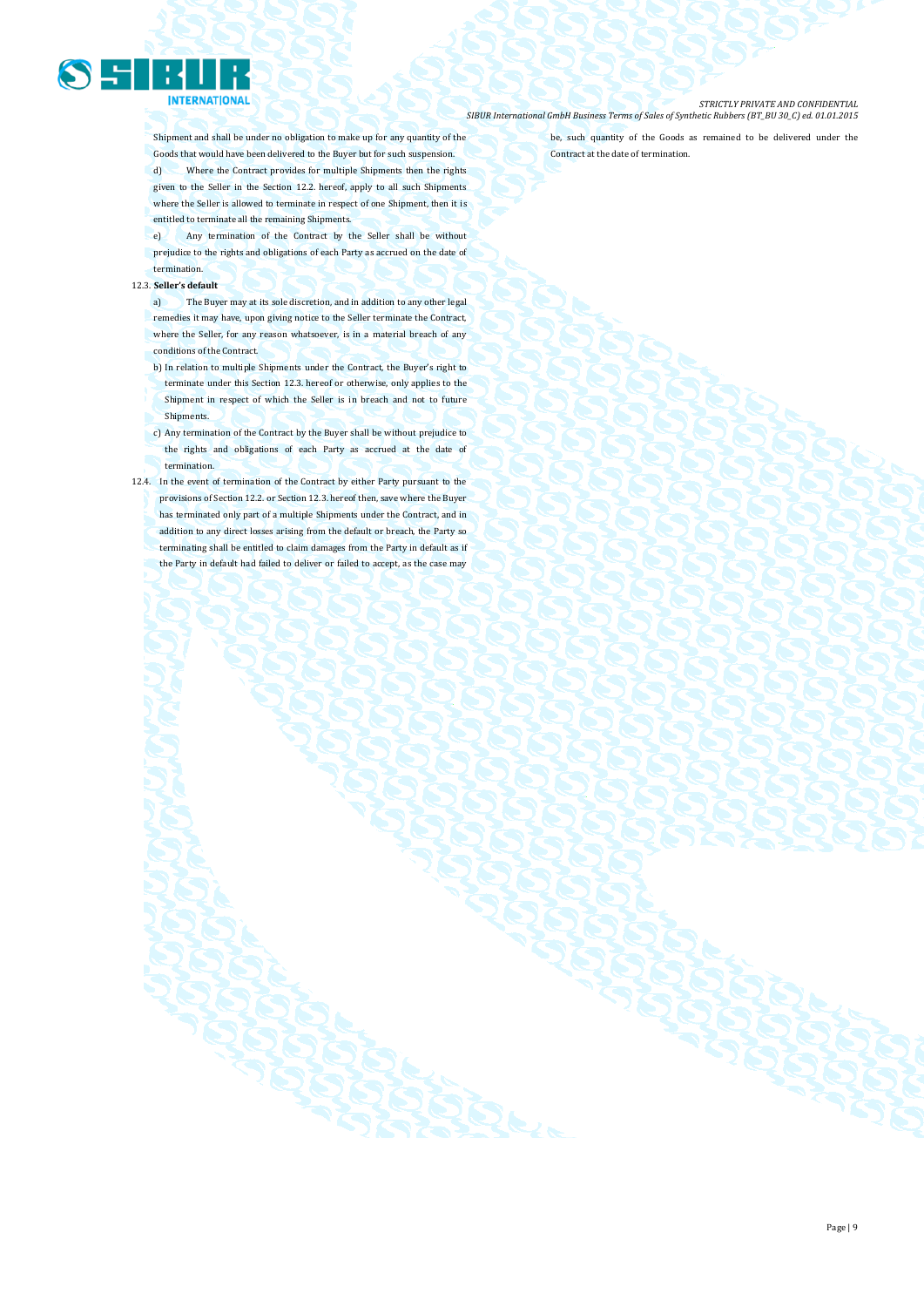Shipment and shall be under no obligation to make up for any quantity of the Goods that would have been delivered to the Buyer but for such suspension.

d) Where the Contract provides for multiple Shipments then the rights given to the Seller in the Section 12.2. hereof, apply to all such Shipments where the Seller is allowed to terminate in respect of one Shipment, then it is entitled to terminate all the remaining Shipments.

e) Any termination of the Contract by the Seller shall be without prejudice to the rights and obligations of each Party as accrued on the date of termination.

12.3. **Seller's default**

a) The Buyer may at its sole discretion, and in addition to any other legal remedies it may have, upon giving notice to the Seller terminate the Contract, where the Seller, for any reason whatsoever, is in a material breach of any conditions of the Contract.

b) In relation to multiple Shipments under the Contract, the Buyer's right to terminate under this Section 12.3. hereof or otherwise, only applies to the Shipment in respect of which the Seller is in breach and not to future Shipments.

c) Any termination of the Contract by the Buyer shall be without prejudice to the rights and obligations of each Party as accrued at the date of termination.

12.4. In the event of termination of the Contract by either Party pursuant to the provisions of Section 12.2. or Section 12.3. hereof then, save where the Buyer has terminated only part of a multiple Shipments under the Contract, and in addition to any direct losses arising from the default or breach, the Party so terminating shall be entitled to claim damages from the Party in default as if the Party in default had failed to deliver or failed to accept, as the case may be, such quantity of the Goods as remained to be delivered under the Contract at the date of termination.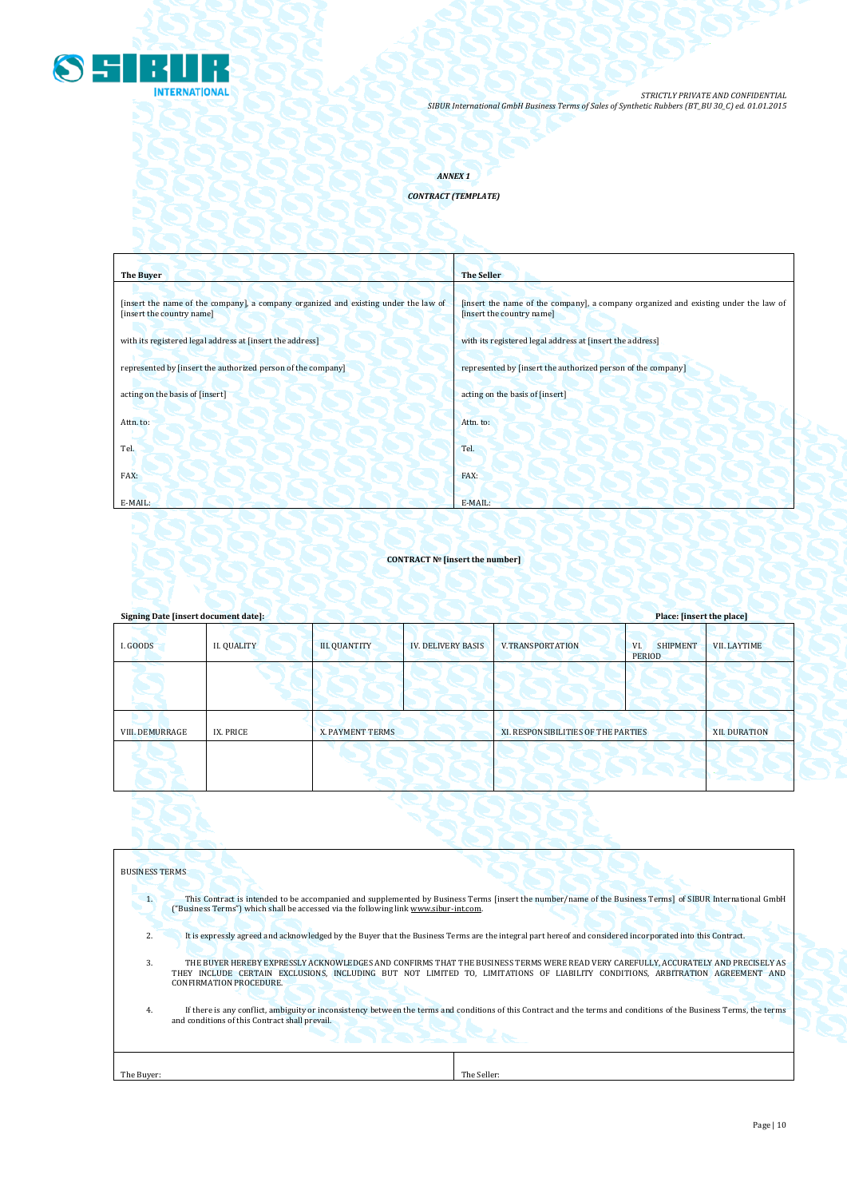*ANNEX 1*

*CONTRACT (TEMPLATE)*

| **The Buyer** | **The Seller** |
| --- | --- |
| [insert the name of the company], a company organized and existing under the law of [insert the country name] | [insert the name of the company], a company organized and existing under the law of [insert the country name] |
| with its registered legal address at [insert the address] | with its registered legal address at [insert the address] |
| represented by [insert the authorized person of the company] | represented by [insert the authorized person of the company] |
| acting on the basis of [insert] | acting on the basis of [insert] |
| Attn. to: | Attn. to: |
| Tel. | Tel. |
| FAX: | FAX: |
| E-MAIL: | E-MAIL: |

**CONTRACT № [insert the number]**

**Signing Date [insert document date]:** **Place: [insert the place]**

| I. GOODS | II. QUALITY | III. QUANTITY | IV. DELIVERY BASIS | V. TRANSPORTATION | VI. SHIPMENT PERIOD | VII. LAYTIME |
| --- | --- | --- | --- | --- | --- | --- |
| | | | | | | |
| VIII. DEMURRAGE | IX. PRICE | X. PAYMENT TERMS | | XI. RESPONSIBILITIES OF THE PARTIES | | XII. DURATION |
| | | | | | | |

BUSINESS TERMS

1. This Contract is intended to be accompanied and supplemented by Business Terms [insert the number/name of the Business Terms] of SIBUR International GmbH ("Business Terms") which shall be accessed via the following link www.sibur-int.com.
2. It is expressly agreed and acknowledged by the Buyer that the Business Terms are the integral part hereof and considered incorporated into this Contract.
3. THE BUYER HEREBY EXPRESSLY ACKNOWLEDGES AND CONFIRMS THAT THE BUSINESS TERMS WERE READ VERY CAREFULLY, ACCURATELY AND PRECISELY AS THEY INCLUDE CERTAIN EXCLUSIONS, INCLUDING BUT NOT LIMITED TO, LIMITATIONS OF LIABILITY CONDITIONS, ARBITRATION AGREEMENT AND CONFIRMATION PROCEDURE.
4. If there is any conflict, ambiguity or inconsistency between the terms and conditions of this Contract and the terms and conditions of the Business Terms, the terms and conditions of this Contract shall prevail.

| The Buyer: | The Seller: |
| --- | --- |